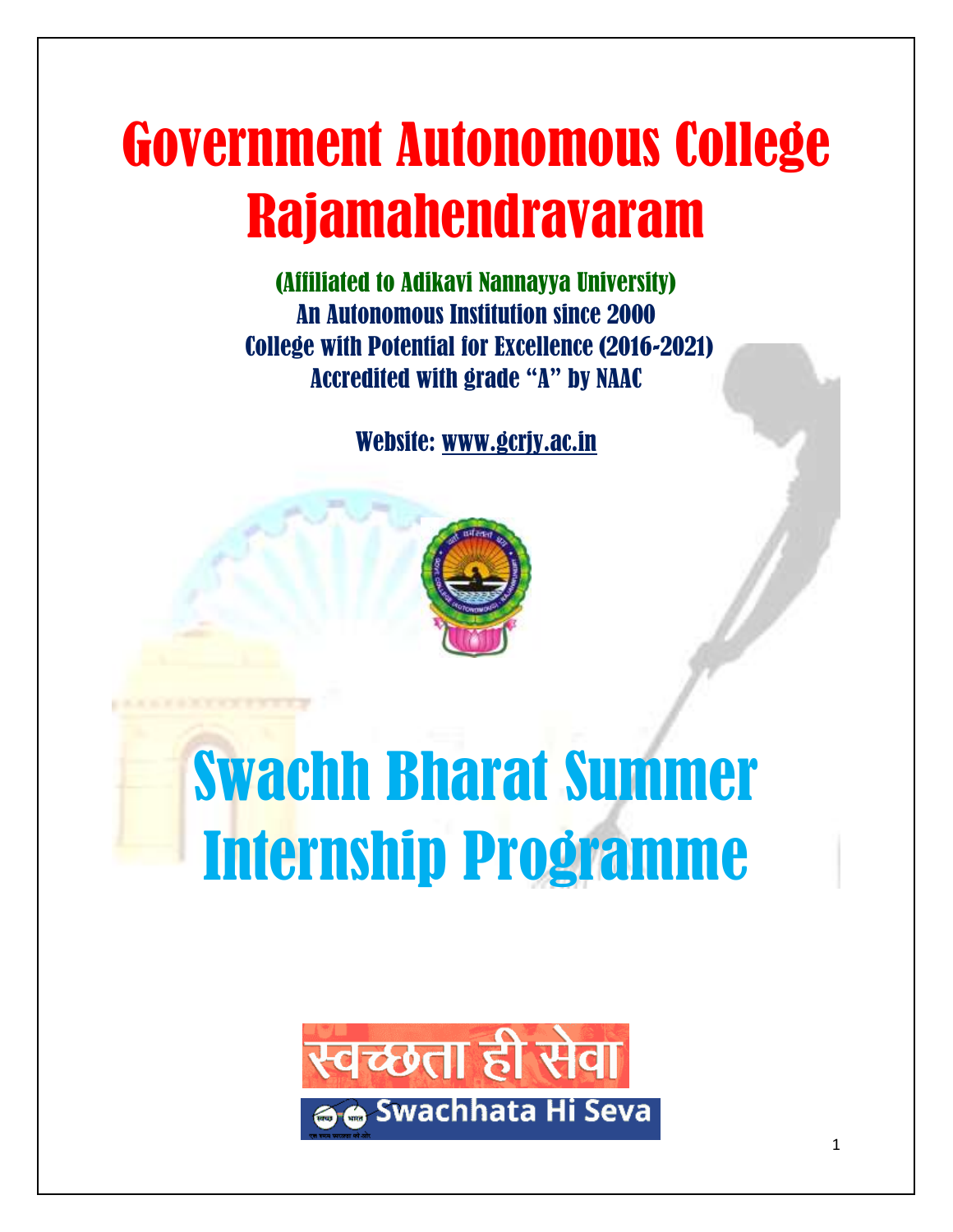# Government Autonomous College Rajamahendravaram

(Affiliated to Adikavi Nannayya University)
An Autonomous Institution since 2000
College with Potential for Excellence (2016-2021)
Accredited with grade "A" by NAAC

Website: www.gcrjy.ac.in

# Swachh Bharat Summer Internship Programme

स्वच्छता ही सेवा

Swachhata Hi Seva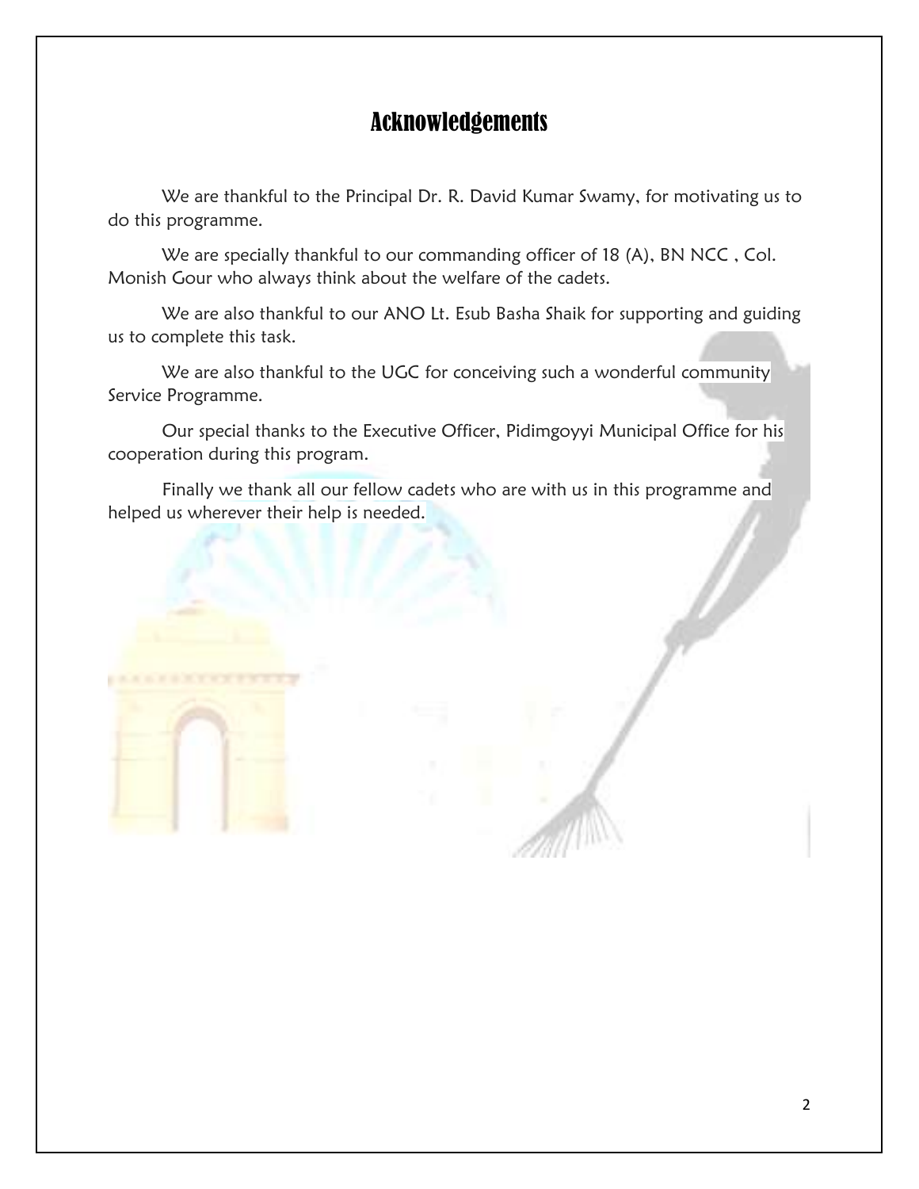# Acknowledgements

We are thankful to the Principal Dr. R. David Kumar Swamy, for motivating us to do this programme.

We are specially thankful to our commanding officer of 18 (A), BN NCC , Col. Monish Gour who always think about the welfare of the cadets.

We are also thankful to our ANO Lt. Esub Basha Shaik for supporting and guiding us to complete this task.

We are also thankful to the UGC for conceiving such a wonderful community Service Programme.

Our special thanks to the Executive Officer, Pidimgoyyi Municipal Office for his cooperation during this program.

Finally we thank all our fellow cadets who are with us in this programme and helped us wherever their help is needed.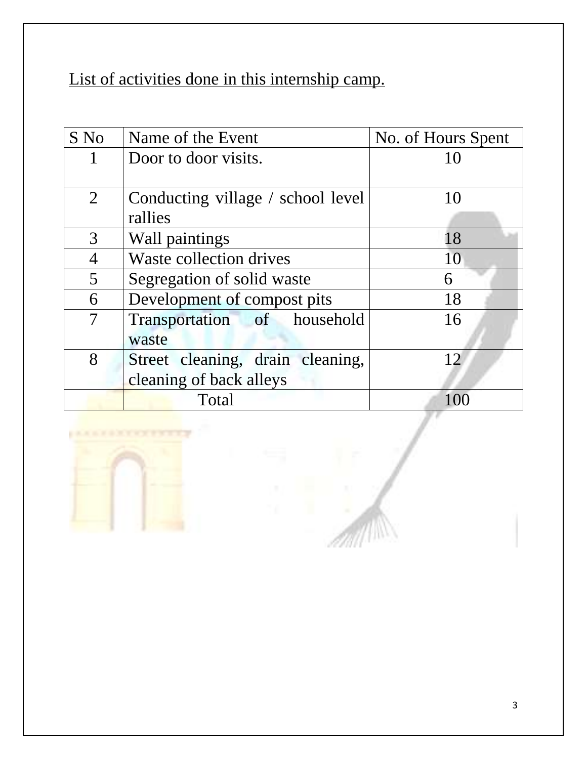List of activities done in this internship camp.

| S No | Name of the Event | No. of Hours Spent |
|---|---|---|
| 1 | Door to door visits. | 10 |
| 2 | Conducting village / school level rallies | 10 |
| 3 | Wall paintings | 18 |
| 4 | Waste collection drives | 10 |
| 5 | Segregation of solid waste | 6 |
| 6 | Development of compost pits | 18 |
| 7 | Transportation of household waste | 16 |
| 8 | Street cleaning, drain cleaning, cleaning of back alleys | 12 |
| | Total | 100 |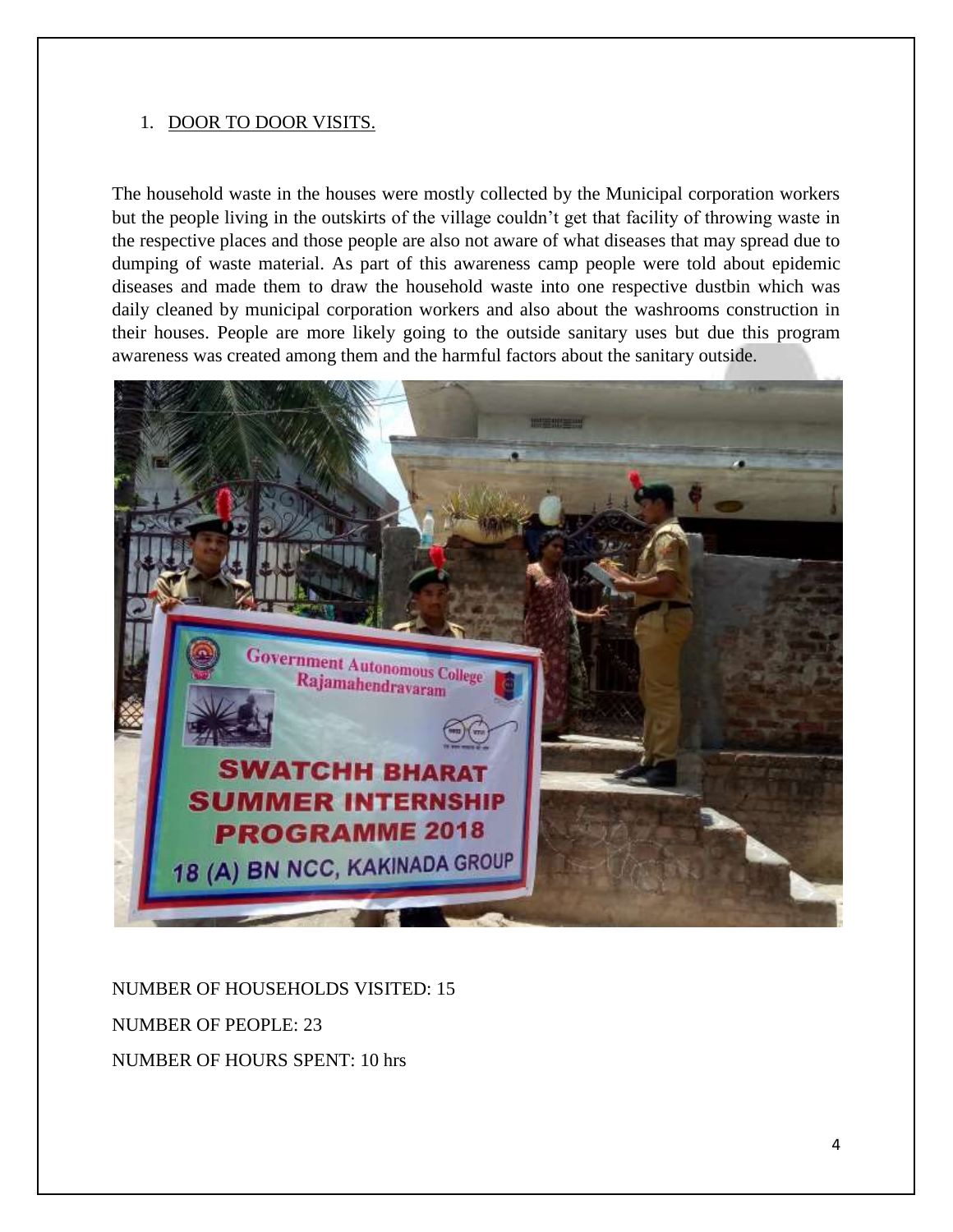1. DOOR TO DOOR VISITS.

The household waste in the houses were mostly collected by the Municipal corporation workers but the people living in the outskirts of the village couldn't get that facility of throwing waste in the respective places and those people are also not aware of what diseases that may spread due to dumping of waste material. As part of this awareness camp people were told about epidemic diseases and made them to draw the household waste into one respective dustbin which was daily cleaned by municipal corporation workers and also about the washrooms construction in their houses. People are more likely going to the outside sanitary uses but due this program awareness was created among them and the harmful factors about the sanitary outside.

NUMBER OF HOUSEHOLDS VISITED: 15

NUMBER OF PEOPLE: 23

NUMBER OF HOURS SPENT: 10 hrs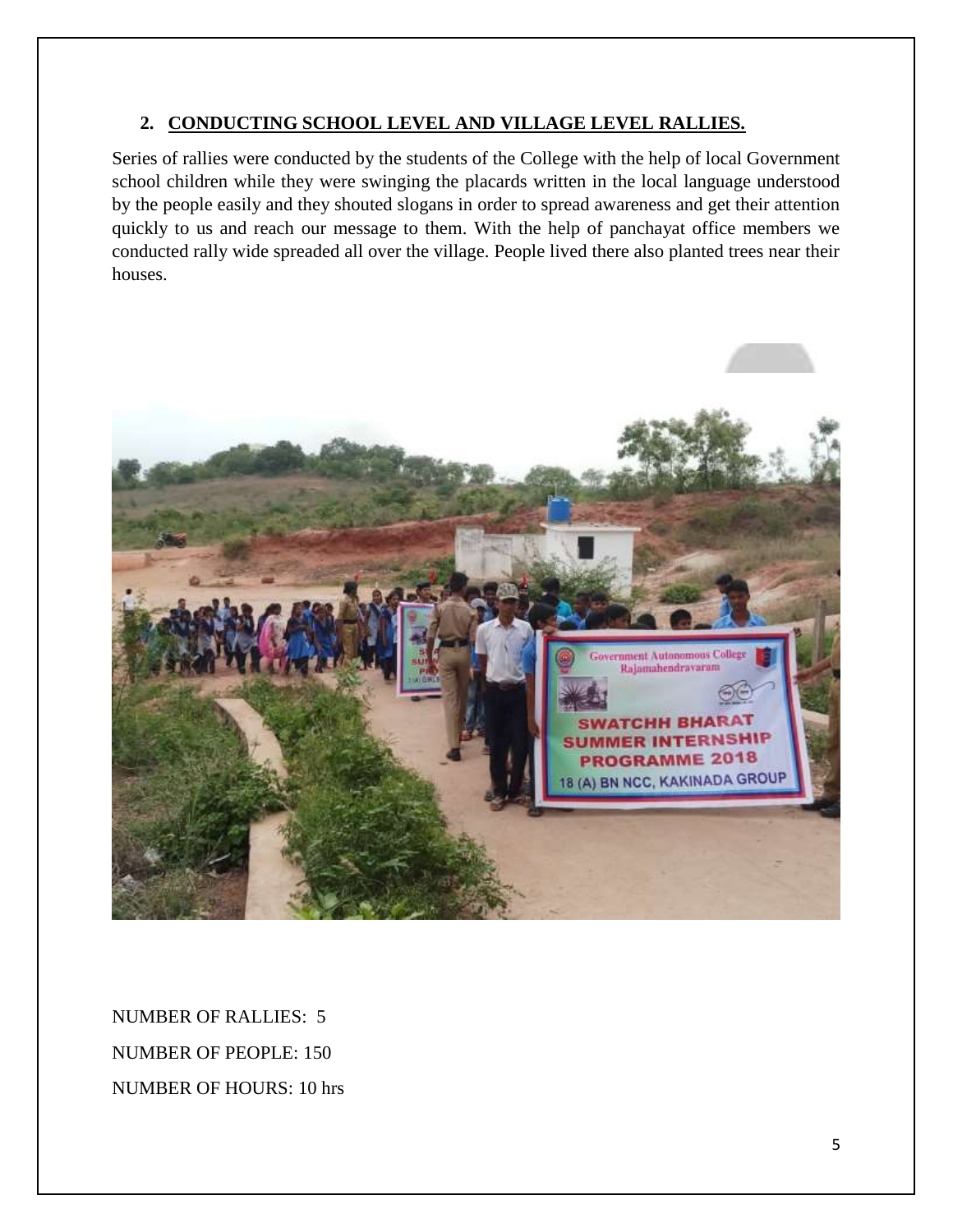## 2. CONDUCTING SCHOOL LEVEL AND VILLAGE LEVEL RALLIES.

Series of rallies were conducted by the students of the College with the help of local Government school children while they were swinging the placards written in the local language understood by the people easily and they shouted slogans in order to spread awareness and get their attention quickly to us and reach our message to them. With the help of panchayat office members we conducted rally wide spreaded all over the village. People lived there also planted trees near their houses.

NUMBER OF RALLIES: 5

NUMBER OF PEOPLE: 150

NUMBER OF HOURS: 10 hrs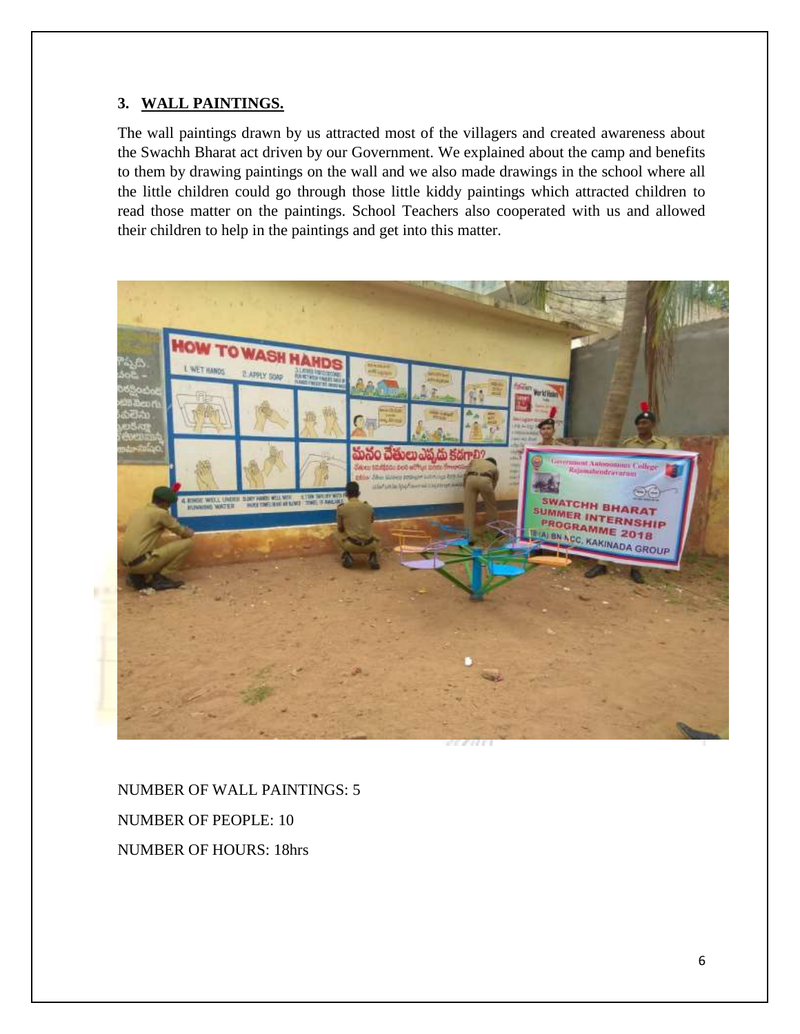### 3. WALL PAINTINGS.

The wall paintings drawn by us attracted most of the villagers and created awareness about the Swachh Bharat act driven by our Government. We explained about the camp and benefits to them by drawing paintings on the wall and we also made drawings in the school where all the little children could go through those little kiddy paintings which attracted children to read those matter on the paintings. School Teachers also cooperated with us and allowed their children to help in the paintings and get into this matter.

NUMBER OF WALL PAINTINGS: 5

NUMBER OF PEOPLE: 10

NUMBER OF HOURS: 18hrs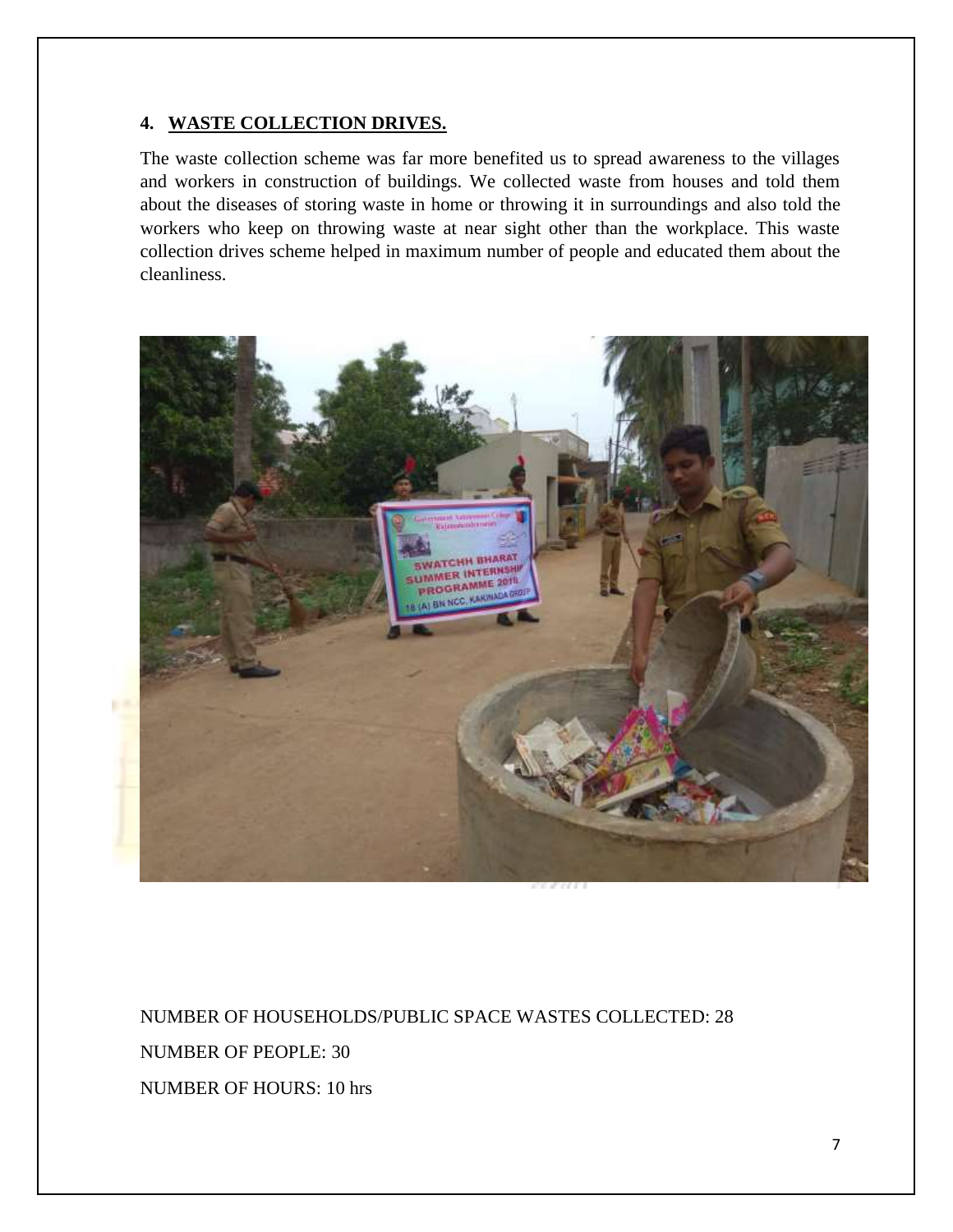## 4. WASTE COLLECTION DRIVES.

The waste collection scheme was far more benefited us to spread awareness to the villages and workers in construction of buildings. We collected waste from houses and told them about the diseases of storing waste in home or throwing it in surroundings and also told the workers who keep on throwing waste at near sight other than the workplace. This waste collection drives scheme helped in maximum number of people and educated them about the cleanliness.

NUMBER OF HOUSEHOLDS/PUBLIC SPACE WASTES COLLECTED: 28

NUMBER OF PEOPLE: 30

NUMBER OF HOURS: 10 hrs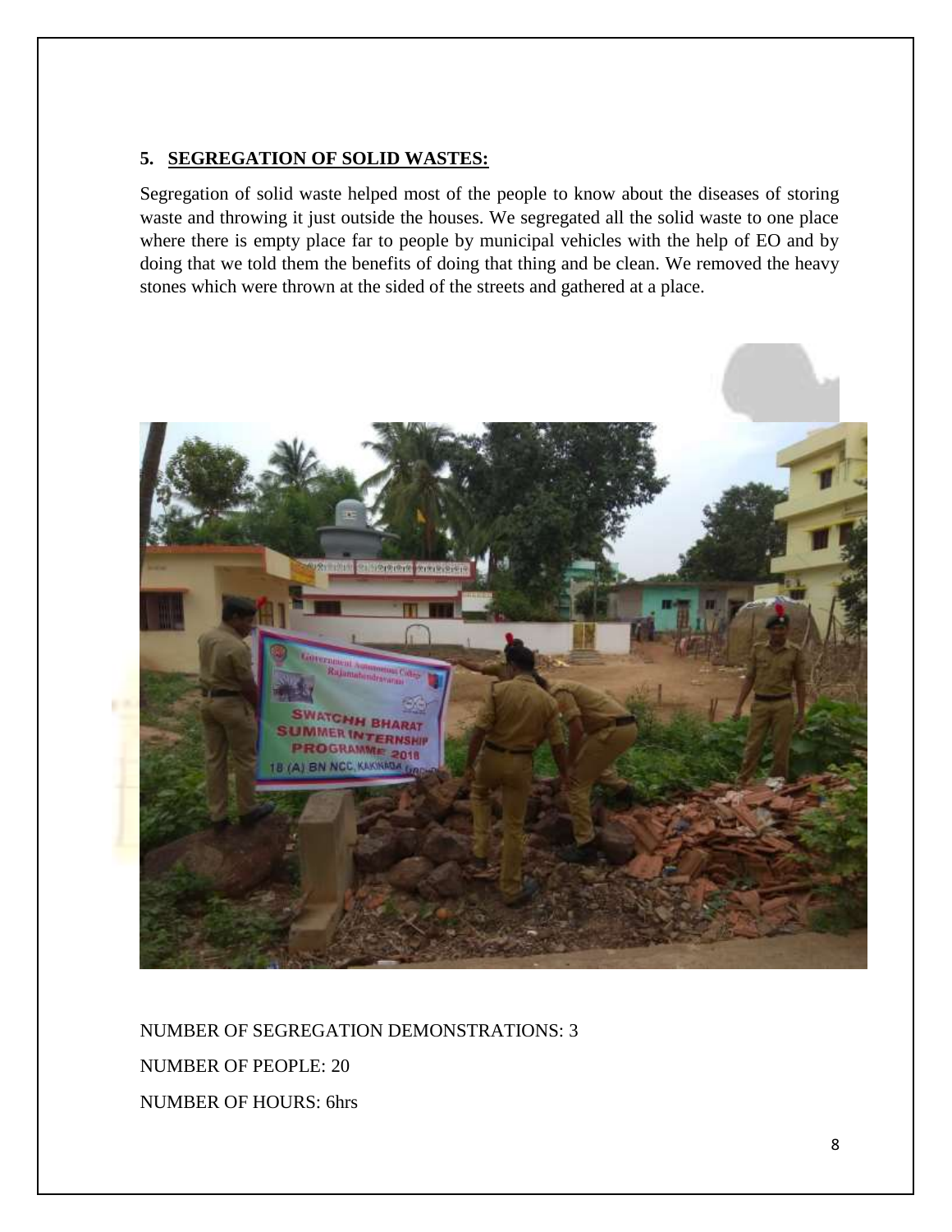## 5. SEGREGATION OF SOLID WASTES:

Segregation of solid waste helped most of the people to know about the diseases of storing waste and throwing it just outside the houses. We segregated all the solid waste to one place where there is empty place far to people by municipal vehicles with the help of EO and by doing that we told them the benefits of doing that thing and be clean. We removed the heavy stones which were thrown at the sided of the streets and gathered at a place.

NUMBER OF SEGREGATION DEMONSTRATIONS: 3

NUMBER OF PEOPLE: 20

NUMBER OF HOURS: 6hrs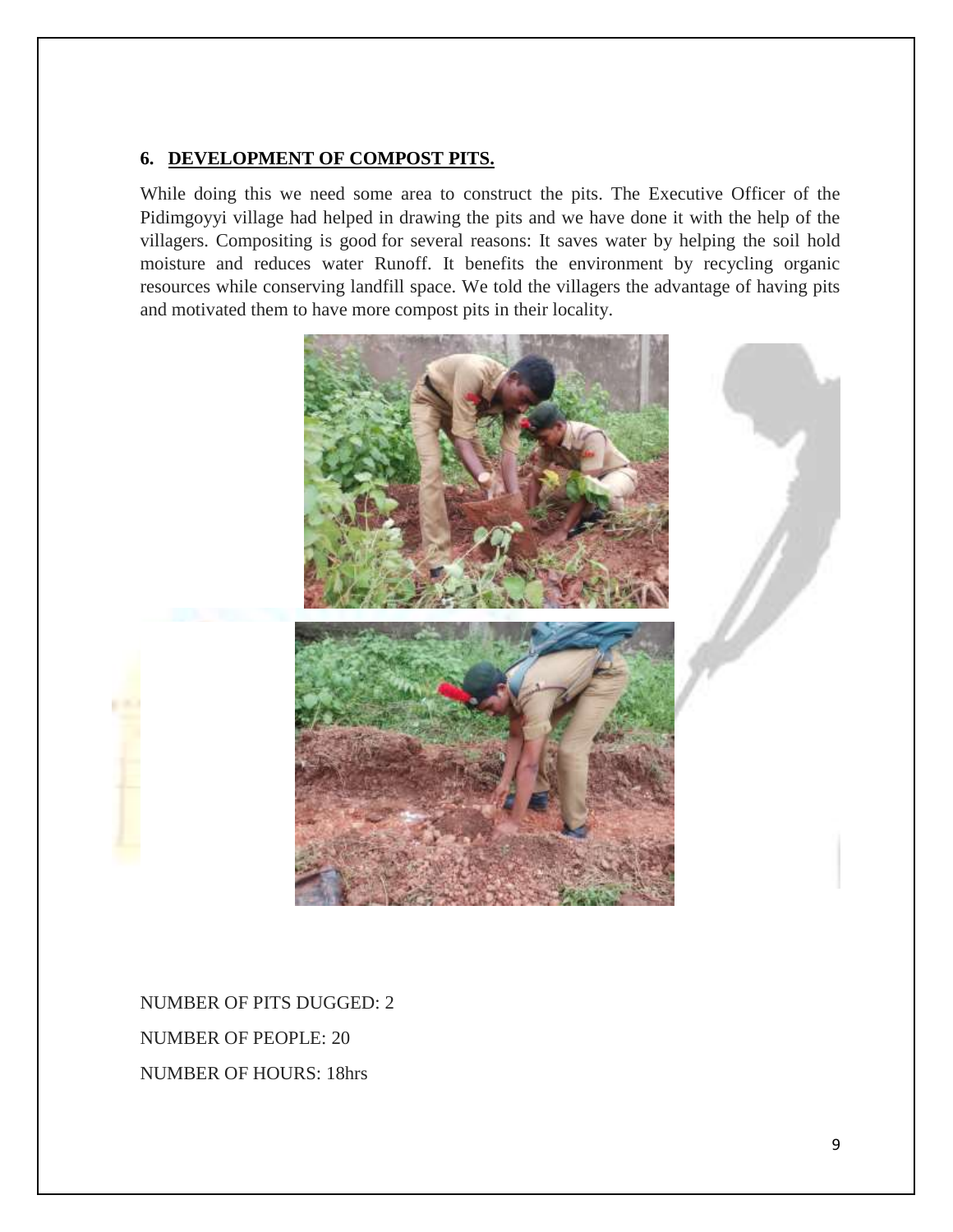## 6. DEVELOPMENT OF COMPOST PITS.

While doing this we need some area to construct the pits. The Executive Officer of the Pidimgoyyi village had helped in drawing the pits and we have done it with the help of the villagers. Compositing is good for several reasons: It saves water by helping the soil hold moisture and reduces water Runoff. It benefits the environment by recycling organic resources while conserving landfill space. We told the villagers the advantage of having pits and motivated them to have more compost pits in their locality.

NUMBER OF PITS DUGGED: 2

NUMBER OF PEOPLE: 20

NUMBER OF HOURS: 18hrs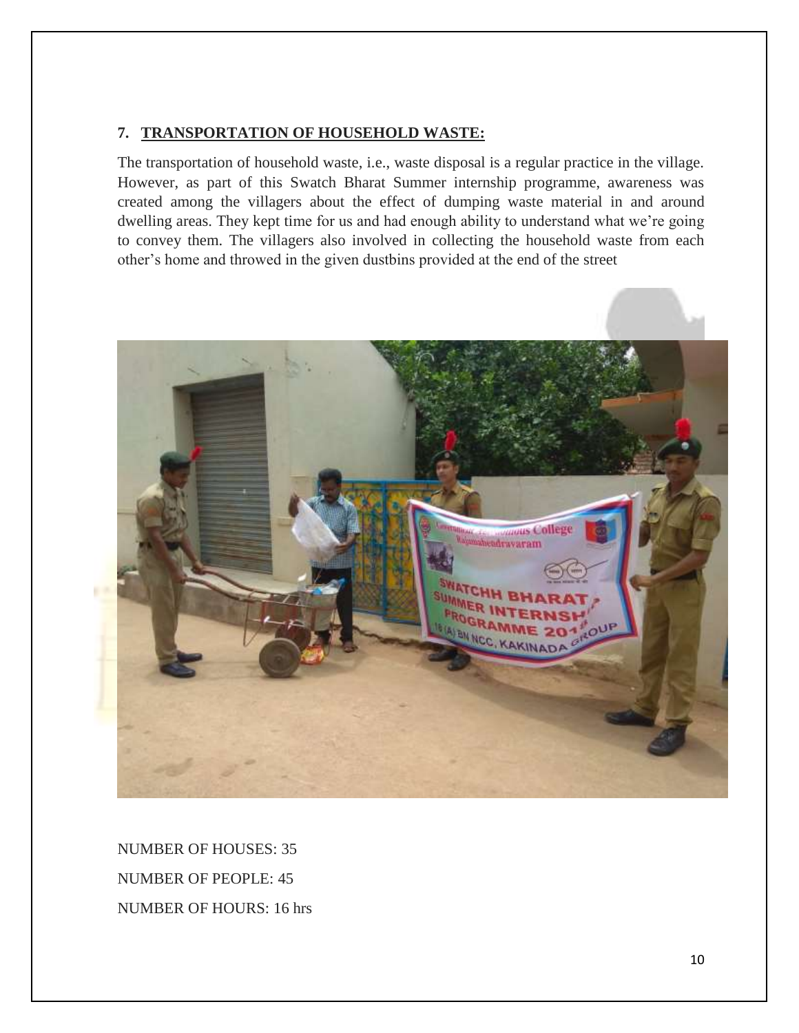## 7. TRANSPORTATION OF HOUSEHOLD WASTE:

The transportation of household waste, i.e., waste disposal is a regular practice in the village. However, as part of this Swatch Bharat Summer internship programme, awareness was created among the villagers about the effect of dumping waste material in and around dwelling areas. They kept time for us and had enough ability to understand what we're going to convey them. The villagers also involved in collecting the household waste from each other's home and throwed in the given dustbins provided at the end of the street

NUMBER OF HOUSES: 35

NUMBER OF PEOPLE: 45

NUMBER OF HOURS: 16 hrs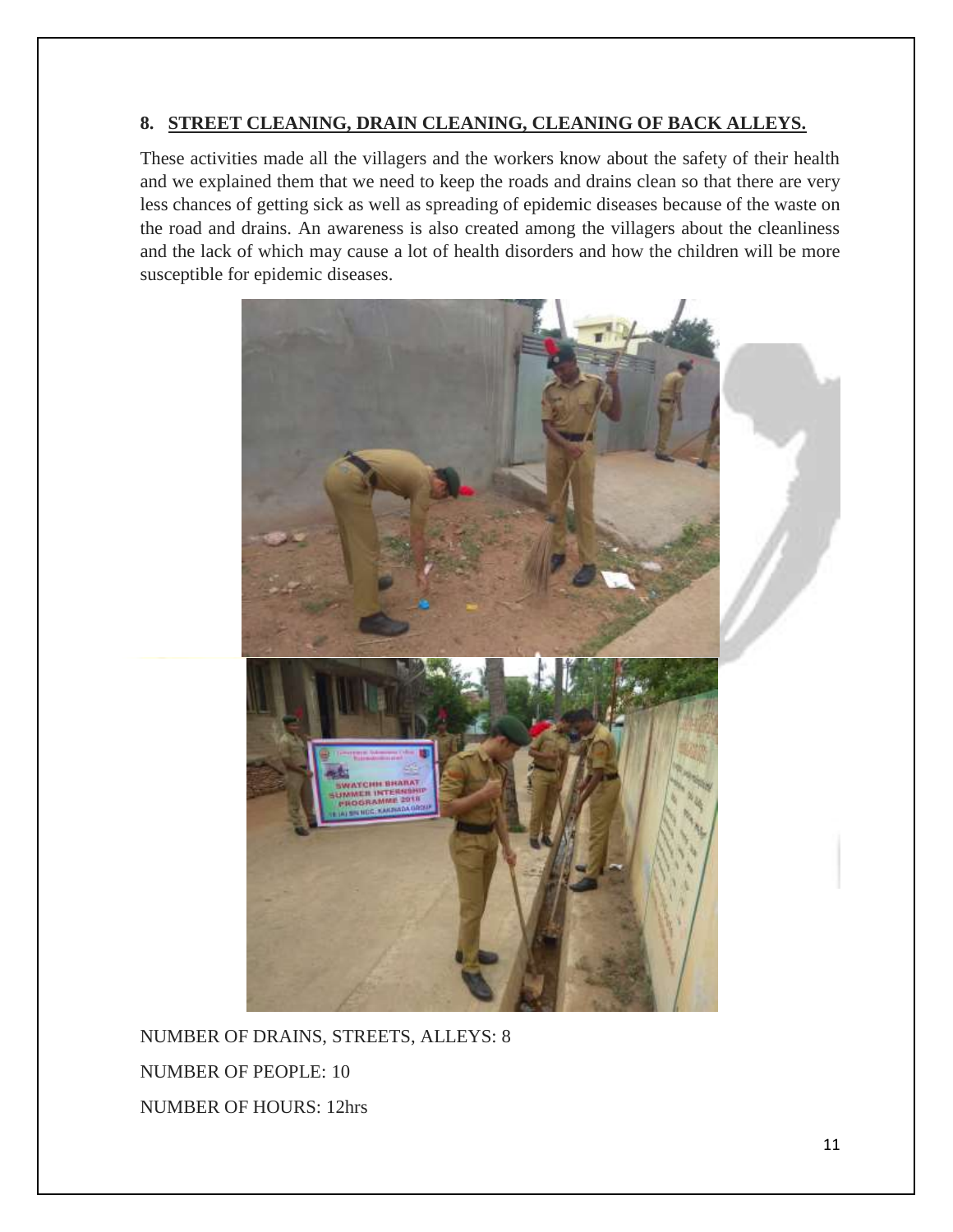## 8. STREET CLEANING, DRAIN CLEANING, CLEANING OF BACK ALLEYS.

These activities made all the villagers and the workers know about the safety of their health and we explained them that we need to keep the roads and drains clean so that there are very less chances of getting sick as well as spreading of epidemic diseases because of the waste on the road and drains. An awareness is also created among the villagers about the cleanliness and the lack of which may cause a lot of health disorders and how the children will be more susceptible for epidemic diseases.

NUMBER OF DRAINS, STREETS, ALLEYS: 8

NUMBER OF PEOPLE: 10

NUMBER OF HOURS: 12hrs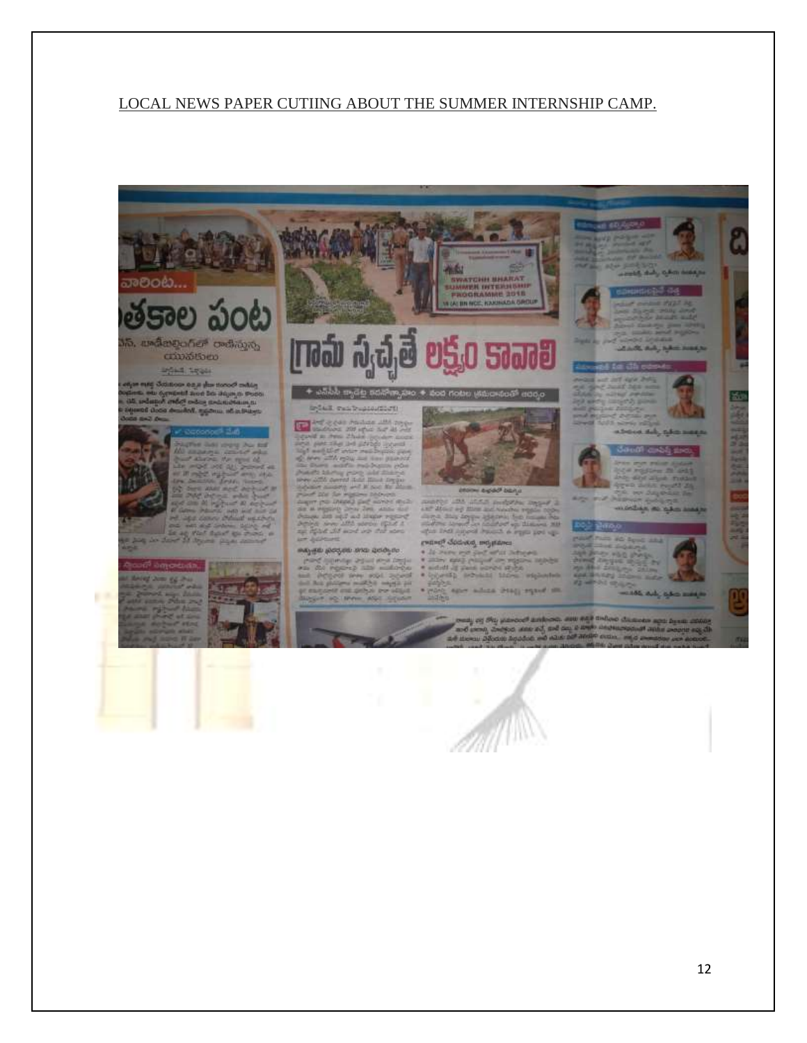LOCAL NEWS PAPER CUTIING ABOUT THE SUMMER INTERNSHIP CAMP.

గ్రామ స్వచ్ఛతే లక్ష్యం కావాలి

SWATCHH BHARAT SUMMER INTERNSHIP PROGRAMME 2018

18 (A) BN NCC, KAKINADA GROUP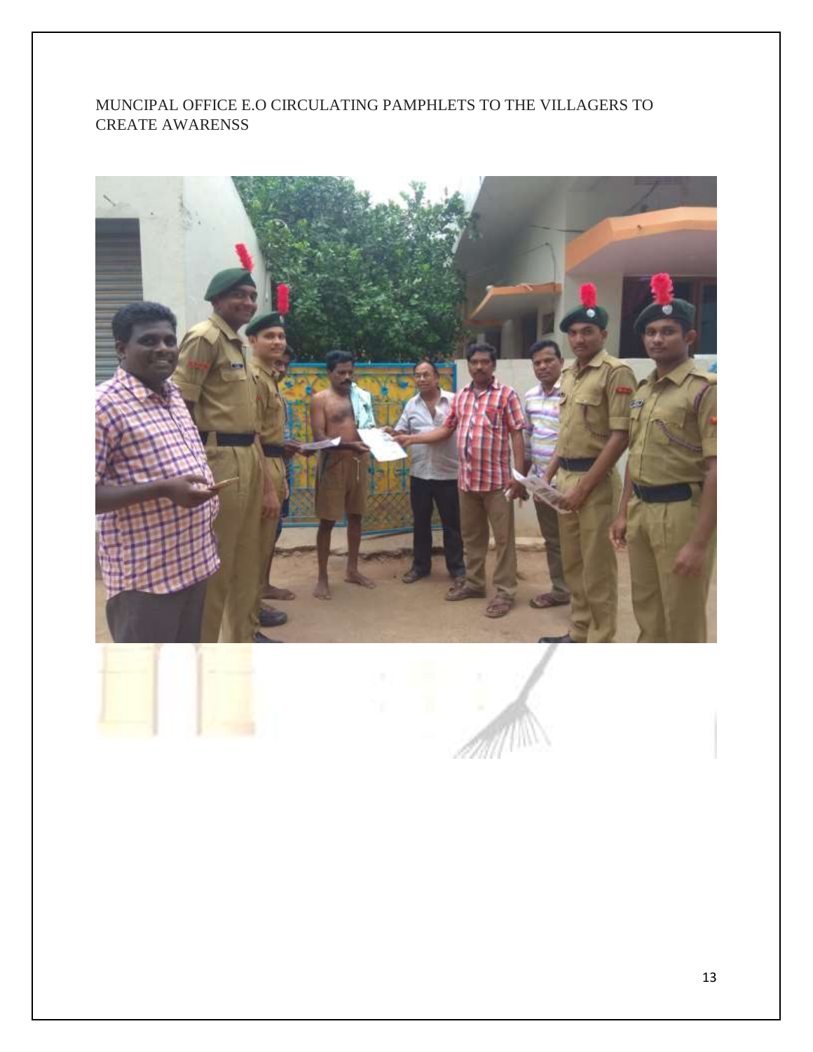MUNCIPAL OFFICE E.O CIRCULATING PAMPHLETS TO THE VILLAGERS TO CREATE AWARENSS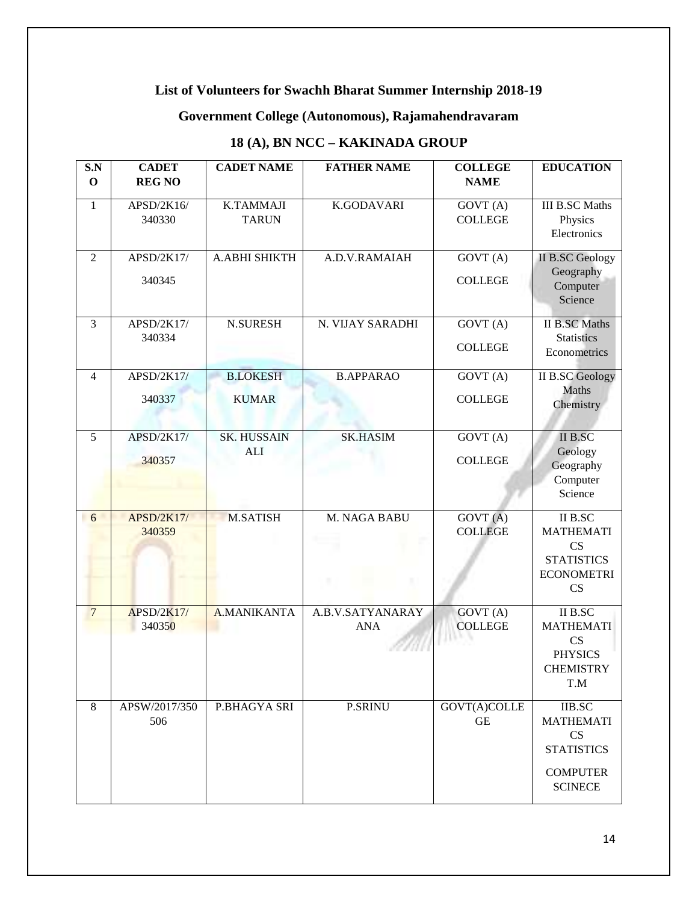**List of Volunteers for Swachh Bharat Summer Internship 2018-19**

**Government College (Autonomous), Rajamahendravaram**

**18 (A), BN NCC – KAKINADA GROUP**

| S.NO | CADET REG NO | CADET NAME | FATHER NAME | COLLEGE NAME | EDUCATION |
|---|---|---|---|---|---|
| 1 | APSD/2K16/ 340330 | K.TAMMAJI TARUN | K.GODAVARI | GOVT (A) COLLEGE | III B.SC Maths Physics Electronics |
| 2 | APSD/2K17/ 340345 | A.ABHI SHIKTH | A.D.V.RAMAIAH | GOVT (A) COLLEGE | II B.SC Geology Geography Computer Science |
| 3 | APSD/2K17/ 340334 | N.SURESH | N. VIJAY SARADHI | GOVT (A) COLLEGE | II B.SC Maths Statistics Econometrics |
| 4 | APSD/2K17/ 340337 | B.LOKESH KUMAR | B.APPARAO | GOVT (A) COLLEGE | II B.SC Geology Maths Chemistry |
| 5 | APSD/2K17/ 340357 | SK. HUSSAIN ALI | SK.HASIM | GOVT (A) COLLEGE | II B.SC Geology Geography Computer Science |
| 6 | APSD/2K17/ 340359 | M.SATISH | M. NAGA BABU | GOVT (A) COLLEGE | II B.SC MATHEMATICS STATISTICS ECONOMETRICS |
| 7 | APSD/2K17/ 340350 | A.MANIKANTA | A.B.V.SATYANARAYANA | GOVT (A) COLLEGE | II B.SC MATHEMATICS PHYSICS CHEMISTRY T.M |
| 8 | APSW/2017/350506 | P.BHAGYA SRI | P.SRINU | GOVT(A)COLLEGE | IIB.SC MATHEMATICS STATISTICS COMPUTER SCINECE |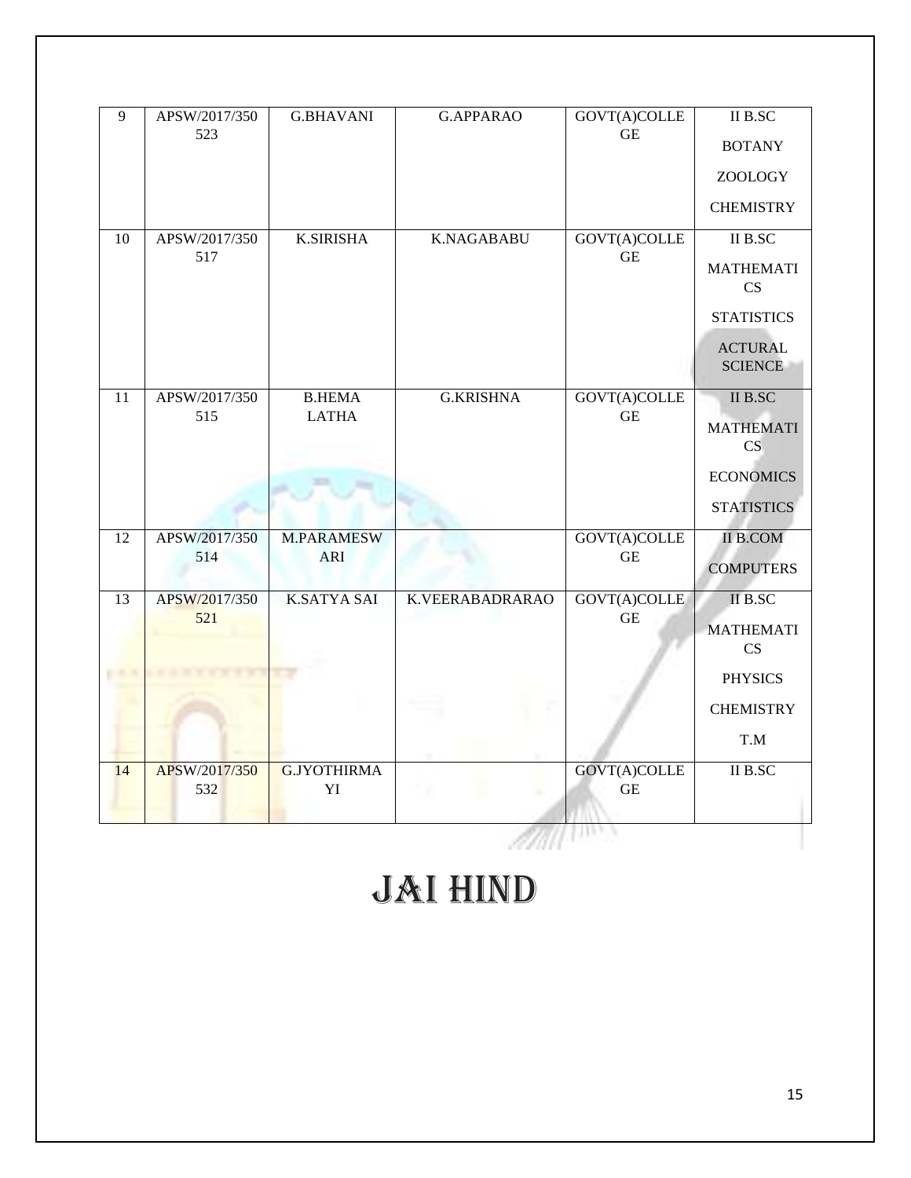| | | | | | |
|---|---|---|---|---|---|
| 9 | APSW/2017/350 523 | G.BHAVANI | G.APPARAO | GOVT(A)COLLEGE | II B.SC BOTANY ZOOLOGY CHEMISTRY |
| 10 | APSW/2017/350 517 | K.SIRISHA | K.NAGABABU | GOVT(A)COLLEGE | II B.SC MATHEMATICS STATISTICS ACTURAL SCIENCE |
| 11 | APSW/2017/350 515 | B.HEMA LATHA | G.KRISHNA | GOVT(A)COLLEGE | II B.SC MATHEMATICS ECONOMICS STATISTICS |
| 12 | APSW/2017/350 514 | M.PARAMESWARI | | GOVT(A)COLLEGE | II B.COM COMPUTERS |
| 13 | APSW/2017/350 521 | K.SATYA SAI | K.VEERABADRARAO | GOVT(A)COLLEGE | II B.SC MATHEMATICS PHYSICS CHEMISTRY T.M |
| 14 | APSW/2017/350 532 | G.JYOTHIRMAYI | | GOVT(A)COLLEGE | II B.SC |

# JAI HIND